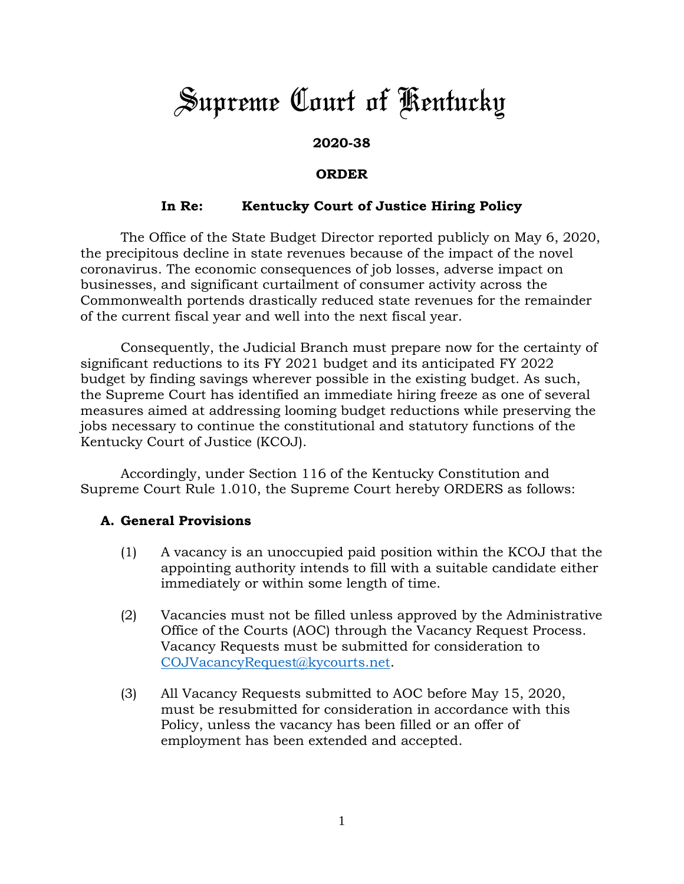# Supreme Court of Kentucky

**2020-38**

**ORDER**

**In Re: Kentucky Court of Justice Hiring Policy**

The Office of the State Budget Director reported publicly on May 6, 2020, the precipitous decline in state revenues because of the impact of the novel coronavirus. The economic consequences of job losses, adverse impact on businesses, and significant curtailment of consumer activity across the Commonwealth portends drastically reduced state revenues for the remainder of the current fiscal year and well into the next fiscal year.

Consequently, the Judicial Branch must prepare now for the certainty of significant reductions to its FY 2021 budget and its anticipated FY 2022 budget by finding savings wherever possible in the existing budget. As such, the Supreme Court has identified an immediate hiring freeze as one of several measures aimed at addressing looming budget reductions while preserving the jobs necessary to continue the constitutional and statutory functions of the Kentucky Court of Justice (KCOJ).

Accordingly, under Section 116 of the Kentucky Constitution and Supreme Court Rule 1.010, the Supreme Court hereby ORDERS as follows:

**A. General Provisions**

(1) A vacancy is an unoccupied paid position within the KCOJ that the appointing authority intends to fill with a suitable candidate either immediately or within some length of time.

(2) Vacancies must not be filled unless approved by the Administrative Office of the Courts (AOC) through the Vacancy Request Process. Vacancy Requests must be submitted for consideration to COJVacancyRequest@kycourts.net.

(3) All Vacancy Requests submitted to AOC before May 15, 2020, must be resubmitted for consideration in accordance with this Policy, unless the vacancy has been filled or an offer of employment has been extended and accepted.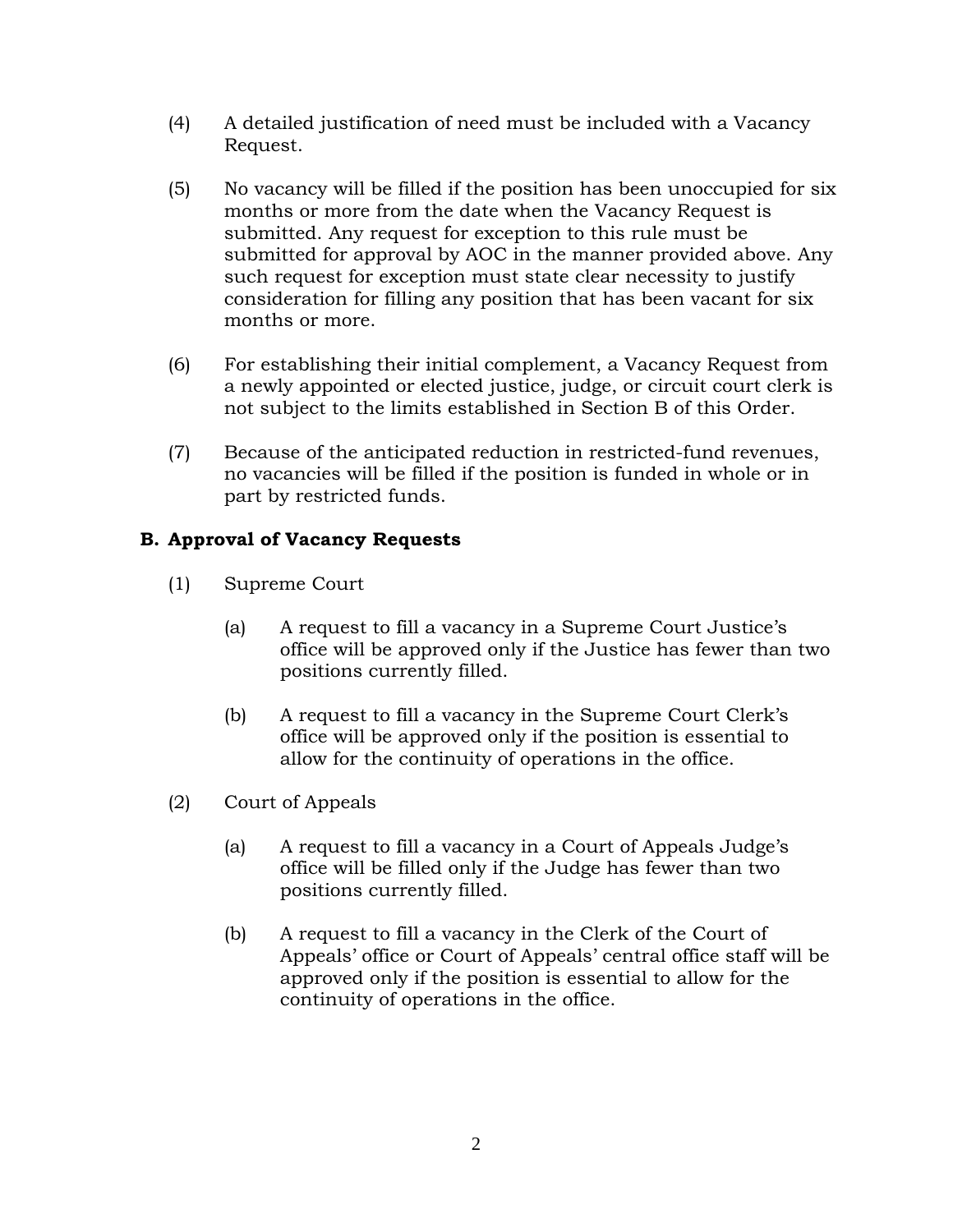(4) A detailed justification of need must be included with a Vacancy Request.

(5) No vacancy will be filled if the position has been unoccupied for six months or more from the date when the Vacancy Request is submitted. Any request for exception to this rule must be submitted for approval by AOC in the manner provided above. Any such request for exception must state clear necessity to justify consideration for filling any position that has been vacant for six months or more.

(6) For establishing their initial complement, a Vacancy Request from a newly appointed or elected justice, judge, or circuit court clerk is not subject to the limits established in Section B of this Order.

(7) Because of the anticipated reduction in restricted-fund revenues, no vacancies will be filled if the position is funded in whole or in part by restricted funds.

**B. Approval of Vacancy Requests**

(1) Supreme Court

(a) A request to fill a vacancy in a Supreme Court Justice's office will be approved only if the Justice has fewer than two positions currently filled.

(b) A request to fill a vacancy in the Supreme Court Clerk's office will be approved only if the position is essential to allow for the continuity of operations in the office.

(2) Court of Appeals

(a) A request to fill a vacancy in a Court of Appeals Judge's office will be filled only if the Judge has fewer than two positions currently filled.

(b) A request to fill a vacancy in the Clerk of the Court of Appeals' office or Court of Appeals' central office staff will be approved only if the position is essential to allow for the continuity of operations in the office.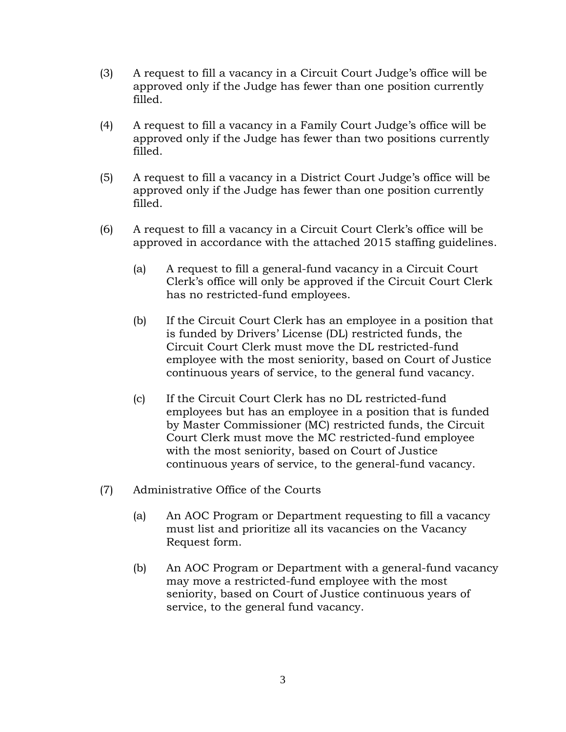(3) A request to fill a vacancy in a Circuit Court Judge's office will be approved only if the Judge has fewer than one position currently filled.

(4) A request to fill a vacancy in a Family Court Judge's office will be approved only if the Judge has fewer than two positions currently filled.

(5) A request to fill a vacancy in a District Court Judge's office will be approved only if the Judge has fewer than one position currently filled.

(6) A request to fill a vacancy in a Circuit Court Clerk's office will be approved in accordance with the attached 2015 staffing guidelines.

  (a) A request to fill a general-fund vacancy in a Circuit Court Clerk's office will only be approved if the Circuit Court Clerk has no restricted-fund employees.

  (b) If the Circuit Court Clerk has an employee in a position that is funded by Drivers' License (DL) restricted funds, the Circuit Court Clerk must move the DL restricted-fund employee with the most seniority, based on Court of Justice continuous years of service, to the general fund vacancy.

  (c) If the Circuit Court Clerk has no DL restricted-fund employees but has an employee in a position that is funded by Master Commissioner (MC) restricted funds, the Circuit Court Clerk must move the MC restricted-fund employee with the most seniority, based on Court of Justice continuous years of service, to the general-fund vacancy.

(7) Administrative Office of the Courts

  (a) An AOC Program or Department requesting to fill a vacancy must list and prioritize all its vacancies on the Vacancy Request form.

  (b) An AOC Program or Department with a general-fund vacancy may move a restricted-fund employee with the most seniority, based on Court of Justice continuous years of service, to the general fund vacancy.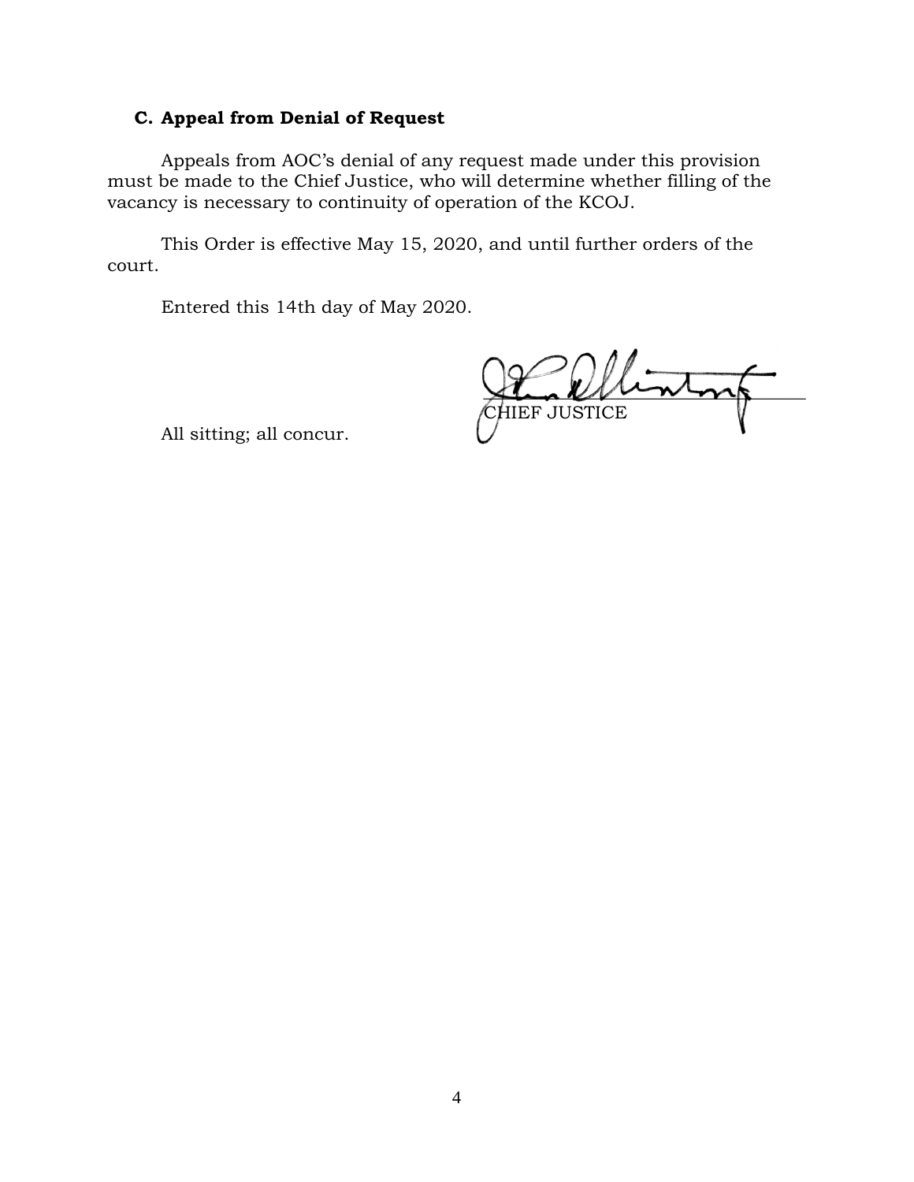### C. Appeal from Denial of Request

Appeals from AOC's denial of any request made under this provision must be made to the Chief Justice, who will determine whether filling of the vacancy is necessary to continuity of operation of the KCOJ.

This Order is effective May 15, 2020, and until further orders of the court.

Entered this 14th day of May 2020.

CHIEF JUSTICE

All sitting; all concur.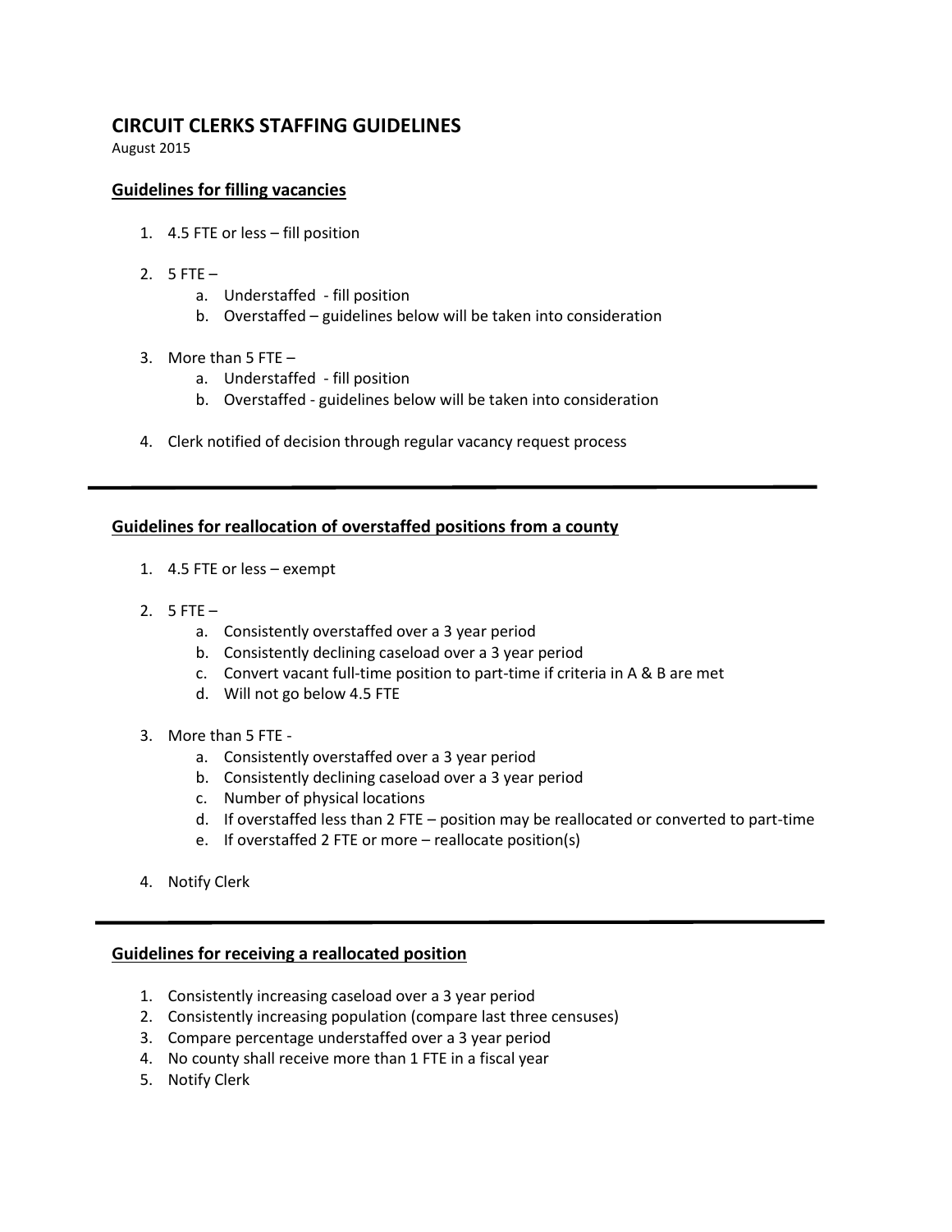# CIRCUIT CLERKS STAFFING GUIDELINES

August 2015

## Guidelines for filling vacancies

1. 4.5 FTE or less – fill position

2. 5 FTE –
   a. Understaffed - fill position
   b. Overstaffed – guidelines below will be taken into consideration

3. More than 5 FTE –
   a. Understaffed - fill position
   b. Overstaffed - guidelines below will be taken into consideration

4. Clerk notified of decision through regular vacancy request process

---

## Guidelines for reallocation of overstaffed positions from a county

1. 4.5 FTE or less – exempt

2. 5 FTE –
   a. Consistently overstaffed over a 3 year period
   b. Consistently declining caseload over a 3 year period
   c. Convert vacant full-time position to part-time if criteria in A & B are met
   d. Will not go below 4.5 FTE

3. More than 5 FTE -
   a. Consistently overstaffed over a 3 year period
   b. Consistently declining caseload over a 3 year period
   c. Number of physical locations
   d. If overstaffed less than 2 FTE – position may be reallocated or converted to part-time
   e. If overstaffed 2 FTE or more – reallocate position(s)

4. Notify Clerk

---

## Guidelines for receiving a reallocated position

1. Consistently increasing caseload over a 3 year period
2. Consistently increasing population (compare last three censuses)
3. Compare percentage understaffed over a 3 year period
4. No county shall receive more than 1 FTE in a fiscal year
5. Notify Clerk